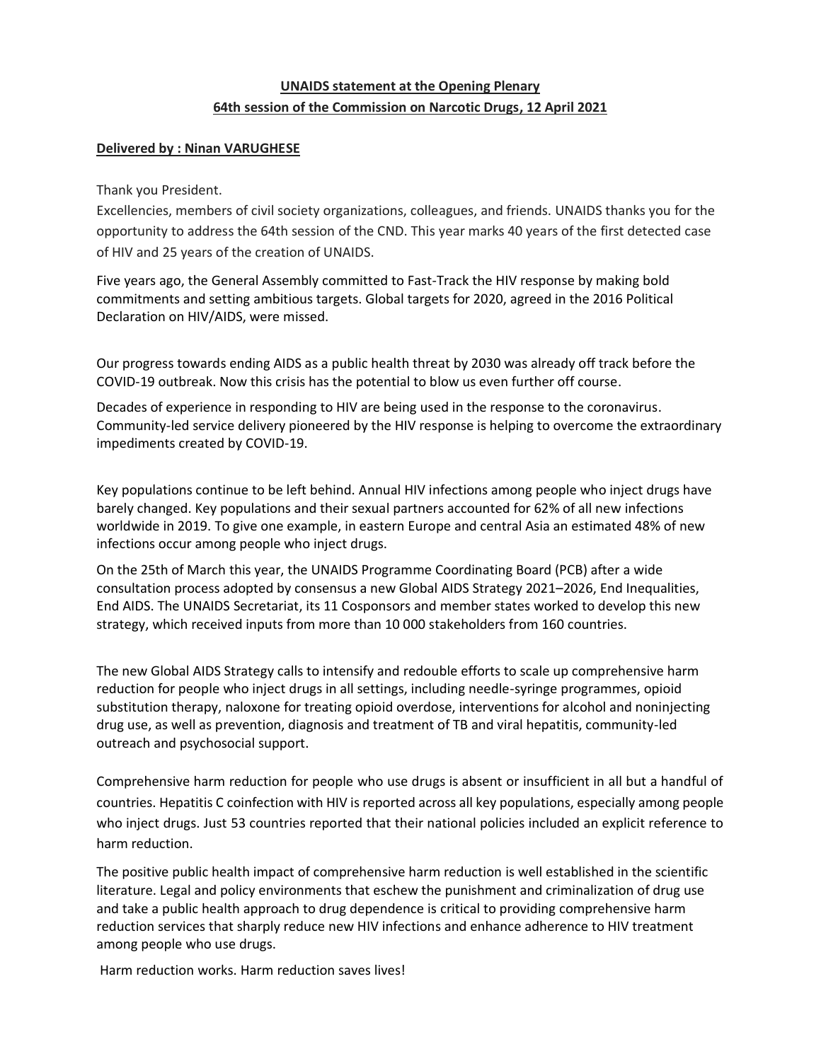**UNADS statement at the Opening Plenary**

**64th session of the Commission on Narcotic Drugs, 12 April 2021**

**Delivered by : Ninan VARUGHESE**

Thank you President.

Excellencies, members of civil society organizations, colleagues, and friends. UNAIDS thanks you for the opportunity to address the 64th session of the CND. This year marks 40 years of the first detected case of HIV and 25 years of the creation of UNAIDS.

Five years ago, the General Assembly committed to Fast-Track the HIV response by making bold commitments and setting ambitious targets. Global targets for 2020, agreed in the 2016 Political Declaration on HIV/AIDS, were missed.

Our progress towards ending AIDS as a public health threat by 2030 was already off track before the COVID-19 outbreak. Now this crisis has the potential to blow us even further off course.

Decades of experience in responding to HIV are being used in the response to the coronavirus. Community-led service delivery pioneered by the HIV response is helping to overcome the extraordinary impediments created by COVID-19.

Key populations continue to be left behind. Annual HIV infections among people who inject drugs have barely changed. Key populations and their sexual partners accounted for 62% of all new infections worldwide in 2019. To give one example, in eastern Europe and central Asia an estimated 48% of new infections occur among people who inject drugs.

On the 25th of March this year, the UNAIDS Programme Coordinating Board (PCB) after a wide consultation process adopted by consensus a new Global AIDS Strategy 2021–2026, End Inequalities, End AIDS. The UNAIDS Secretariat, its 11 Cosponsors and member states worked to develop this new strategy, which received inputs from more than 10 000 stakeholders from 160 countries.

The new Global AIDS Strategy calls to intensify and redouble efforts to scale up comprehensive harm reduction for people who inject drugs in all settings, including needle-syringe programmes, opioid substitution therapy, naloxone for treating opioid overdose, interventions for alcohol and noninjecting drug use, as well as prevention, diagnosis and treatment of TB and viral hepatitis, community-led outreach and psychosocial support.

Comprehensive harm reduction for people who use drugs is absent or insufficient in all but a handful of countries. Hepatitis C coinfection with HIV is reported across all key populations, especially among people who inject drugs. Just 53 countries reported that their national policies included an explicit reference to harm reduction.

The positive public health impact of comprehensive harm reduction is well established in the scientific literature. Legal and policy environments that eschew the punishment and criminalization of drug use and take a public health approach to drug dependence is critical to providing comprehensive harm reduction services that sharply reduce new HIV infections and enhance adherence to HIV treatment among people who use drugs.

Harm reduction works. Harm reduction saves lives!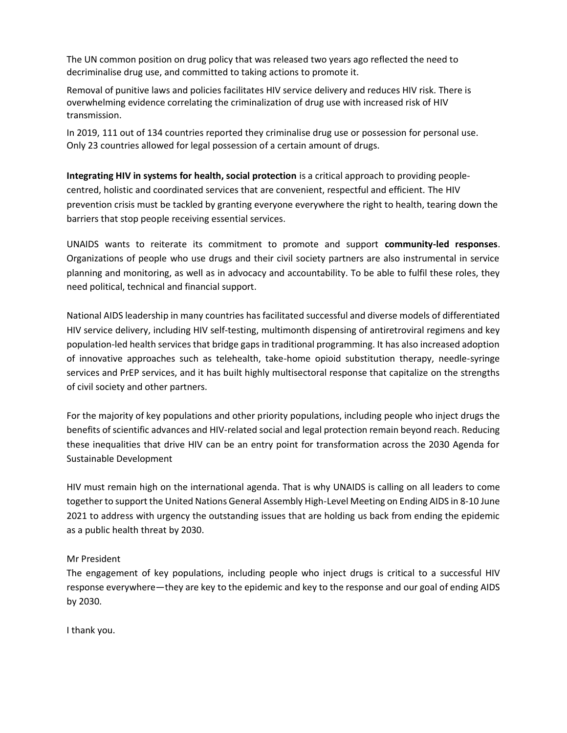The UN common position on drug policy that was released two years ago reflected the need to decriminalise drug use, and committed to taking actions to promote it.

Removal of punitive laws and policies facilitates HIV service delivery and reduces HIV risk. There is overwhelming evidence correlating the criminalization of drug use with increased risk of HIV transmission.

In 2019, 111 out of 134 countries reported they criminalise drug use or possession for personal use. Only 23 countries allowed for legal possession of a certain amount of drugs.

**Integrating HIV in systems for health, social protection** is a critical approach to providing people-centred, holistic and coordinated services that are convenient, respectful and efficient. The HIV prevention crisis must be tackled by granting everyone everywhere the right to health, tearing down the barriers that stop people receiving essential services.

UNAIDS wants to reiterate its commitment to promote and support **community-led responses**. Organizations of people who use drugs and their civil society partners are also instrumental in service planning and monitoring, as well as in advocacy and accountability. To be able to fulfil these roles, they need political, technical and financial support.

National AIDS leadership in many countries has facilitated successful and diverse models of differentiated HIV service delivery, including HIV self-testing, multimonth dispensing of antiretroviral regimens and key population-led health services that bridge gaps in traditional programming. It has also increased adoption of innovative approaches such as telehealth, take-home opioid substitution therapy, needle-syringe services and PrEP services, and it has built highly multisectoral response that capitalize on the strengths of civil society and other partners.

For the majority of key populations and other priority populations, including people who inject drugs the benefits of scientific advances and HIV-related social and legal protection remain beyond reach. Reducing these inequalities that drive HIV can be an entry point for transformation across the 2030 Agenda for Sustainable Development

HIV must remain high on the international agenda. That is why UNAIDS is calling on all leaders to come together to support the United Nations General Assembly High-Level Meeting on Ending AIDS in 8-10 June 2021 to address with urgency the outstanding issues that are holding us back from ending the epidemic as a public health threat by 2030.

Mr President
The engagement of key populations, including people who inject drugs is critical to a successful HIV response everywhere—they are key to the epidemic and key to the response and our goal of ending AIDS by 2030.

I thank you.